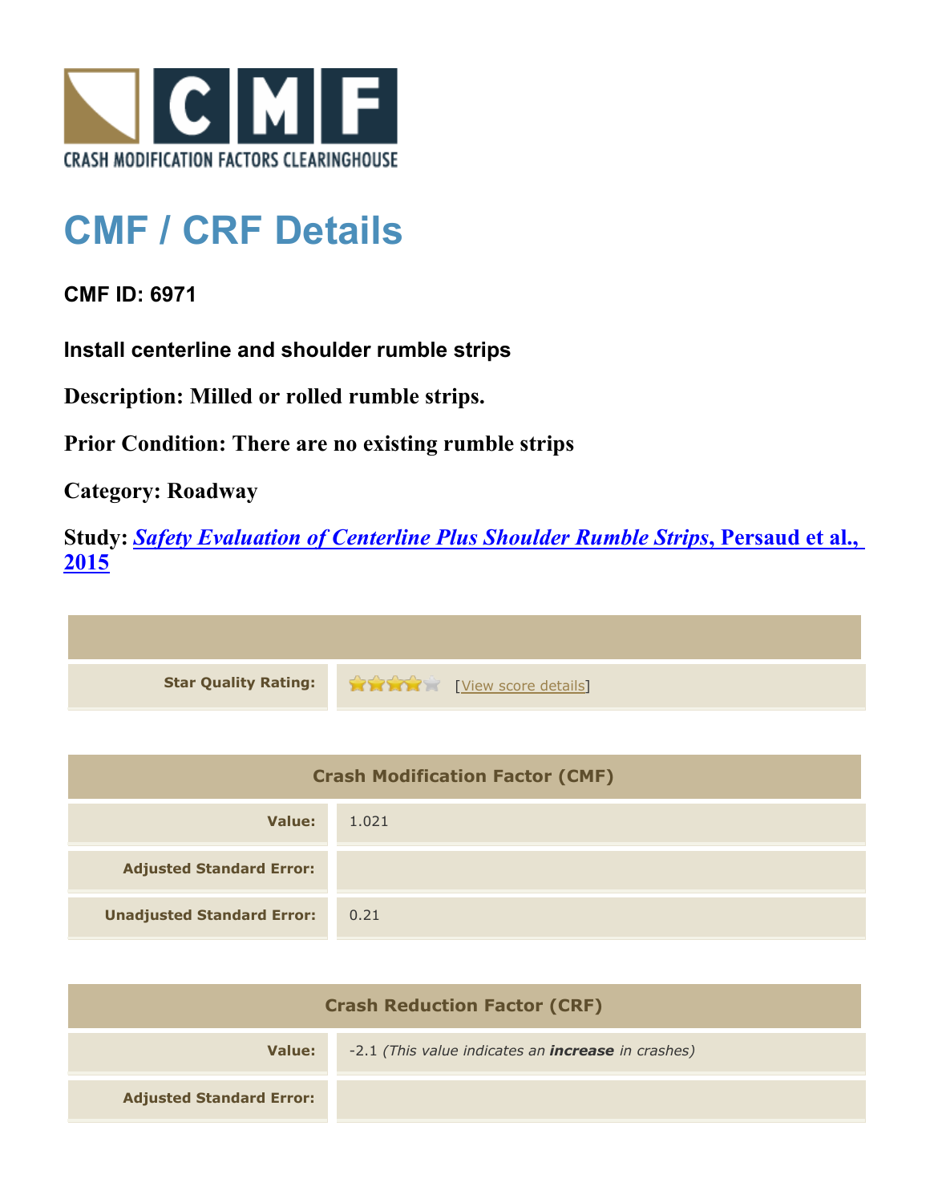CRASH MODIFICATION FACTORS CLEARINGHOUSE

# CMF / CRF Details

**CMF ID: 6971**

**Install centerline and shoulder rumble strips**

**Description: Milled or rolled rumble strips.**

**Prior Condition: There are no existing rumble strips**

**Category: Roadway**

**Study: *Safety Evaluation of Centerline Plus Shoulder Rumble Strips*, Persaud et al., 2015**

| | |
|---|---|
| **Star Quality Rating:** | 4 stars [View score details] |

| Crash Modification Factor (CMF) | |
|---|---|
| **Value:** | 1.021 |
| **Adjusted Standard Error:** | |
| **Unadjusted Standard Error:** | 0.21 |

| Crash Reduction Factor (CRF) | |
|---|---|
| **Value:** | -2.1 *(This value indicates an **increase** in crashes)* |
| **Adjusted Standard Error:** | |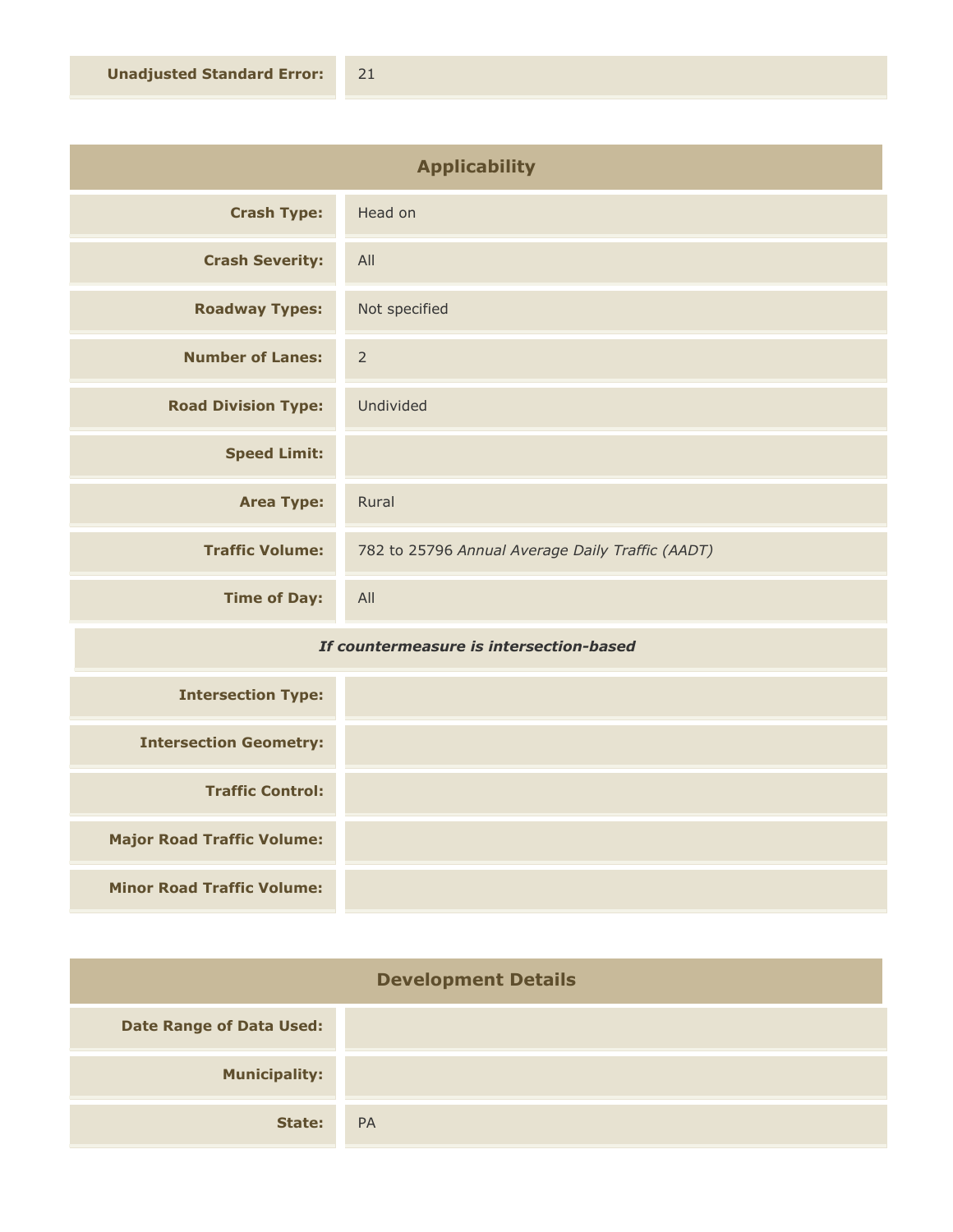| | |
|---|---|
| **Unadjusted Standard Error:** | 21 |

## Applicability

| | |
|---|---|
| **Crash Type:** | Head on |
| **Crash Severity:** | All |
| **Roadway Types:** | Not specified |
| **Number of Lanes:** | 2 |
| **Road Division Type:** | Undivided |
| **Speed Limit:** | |
| **Area Type:** | Rural |
| **Traffic Volume:** | 782 to 25796 *Annual Average Daily Traffic (AADT)* |
| **Time of Day:** | All |

***If countermeasure is intersection-based***

| | |
|---|---|
| **Intersection Type:** | |
| **Intersection Geometry:** | |
| **Traffic Control:** | |
| **Major Road Traffic Volume:** | |
| **Minor Road Traffic Volume:** | |

## Development Details

| | |
|---|---|
| **Date Range of Data Used:** | |
| **Municipality:** | |
| **State:** | PA |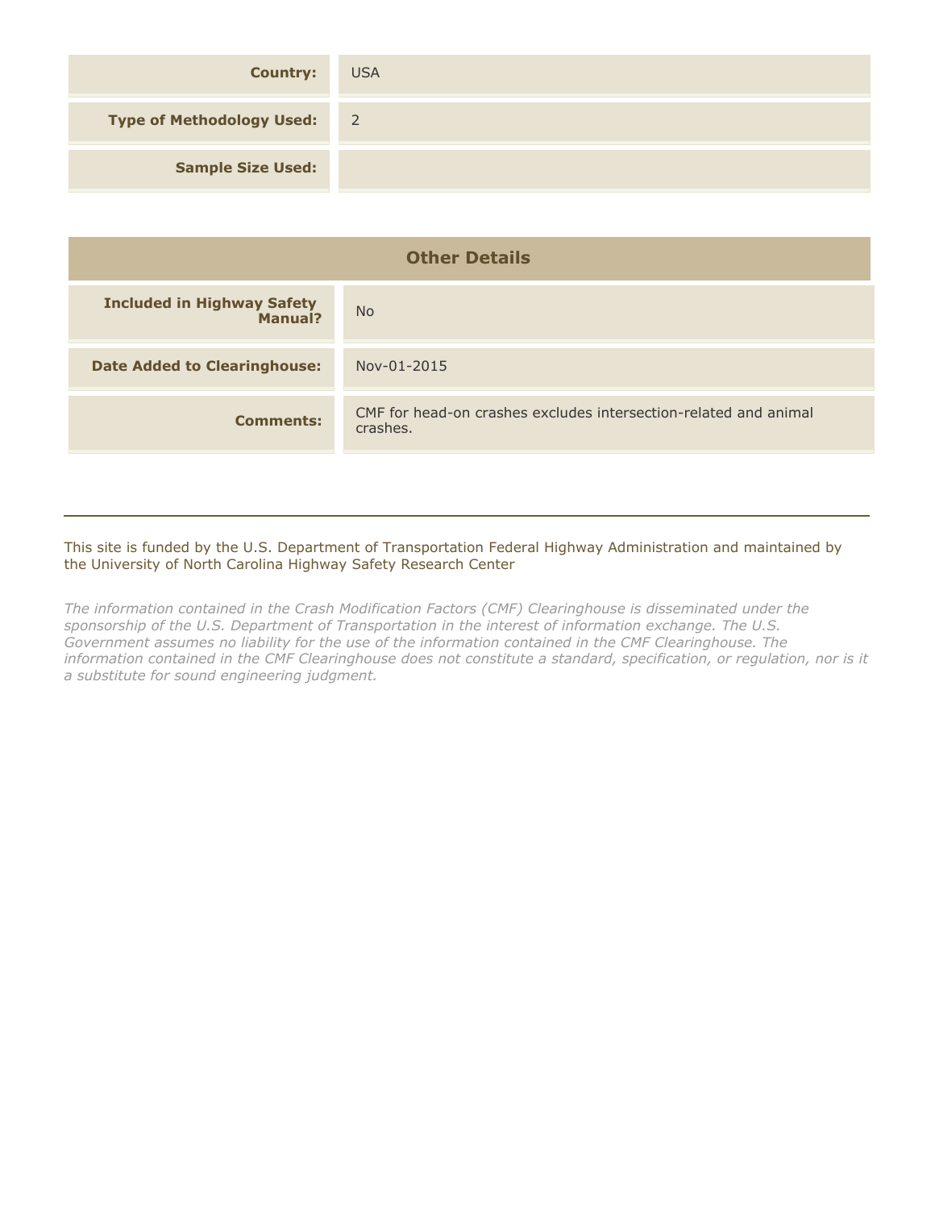| | |
|---|---|
| **Country:** | USA |
| **Type of Methodology Used:** | 2 |
| **Sample Size Used:** | |

## Other Details

| | |
|---|---|
| **Included in Highway Safety Manual?** | No |
| **Date Added to Clearinghouse:** | Nov-01-2015 |
| **Comments:** | CMF for head-on crashes excludes intersection-related and animal crashes. |

---

This site is funded by the U.S. Department of Transportation Federal Highway Administration and maintained by the University of North Carolina Highway Safety Research Center

*The information contained in the Crash Modification Factors (CMF) Clearinghouse is disseminated under the sponsorship of the U.S. Department of Transportation in the interest of information exchange. The U.S. Government assumes no liability for the use of the information contained in the CMF Clearinghouse. The information contained in the CMF Clearinghouse does not constitute a standard, specification, or regulation, nor is it a substitute for sound engineering judgment.*